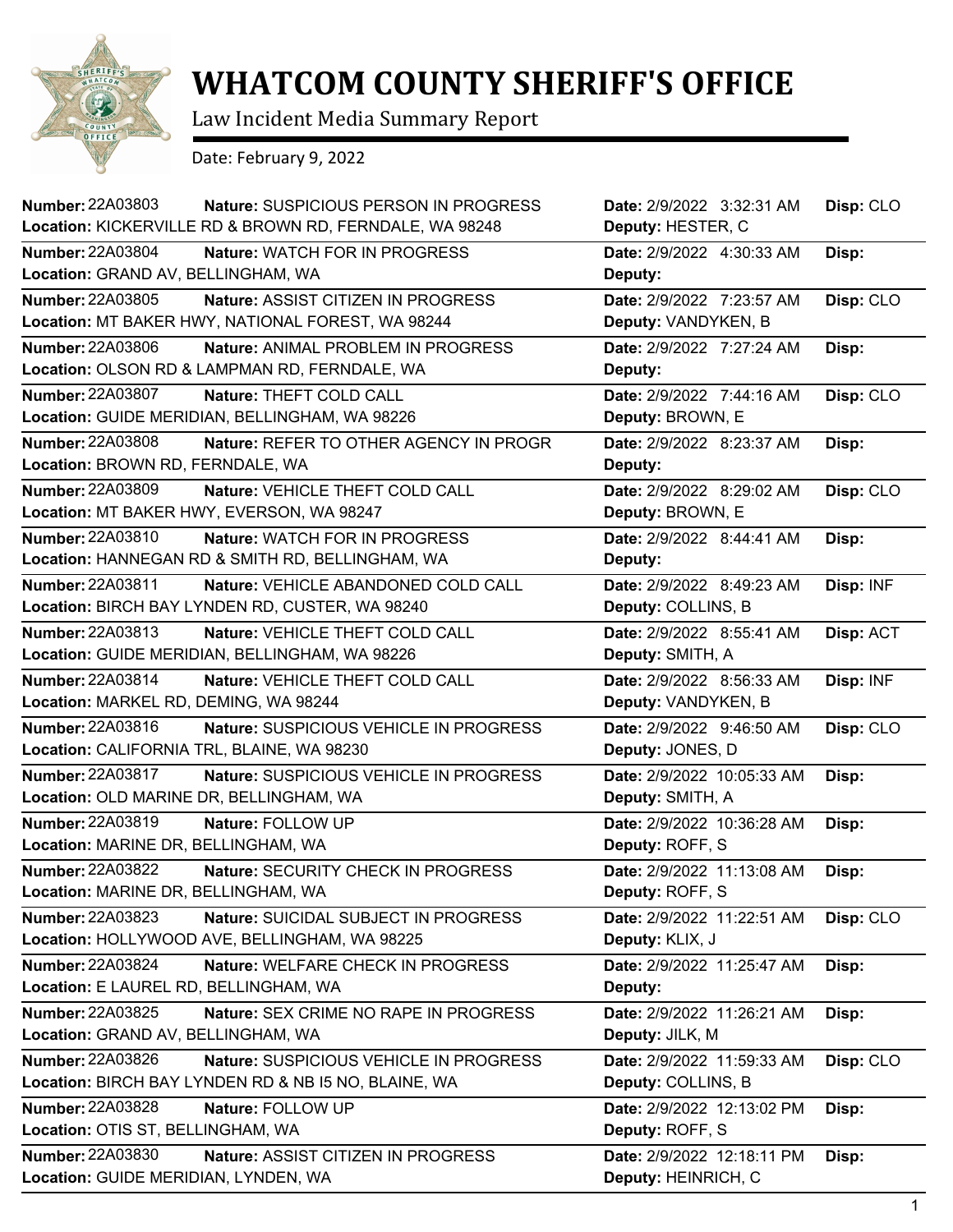# WHATCOM COUNTY SHERIFF'S OFFICE

Law Incident Media Summary Report

Date: February 9, 2022

| Number | Nature | Location | Date | Deputy | Disp |
|---|---|---|---|---|---|
| 22A03803 | SUSPICIOUS PERSON IN PROGRESS | KICKERVILLE RD & BROWN RD, FERNDALE, WA 98248 | 2/9/2022 3:32:31 AM | HESTER, C | CLO |
| 22A03804 | WATCH FOR IN PROGRESS | GRAND AV, BELLINGHAM, WA | 2/9/2022 4:30:33 AM | | |
| 22A03805 | ASSIST CITIZEN IN PROGRESS | MT BAKER HWY, NATIONAL FOREST, WA 98244 | 2/9/2022 7:23:57 AM | VANDYKEN, B | CLO |
| 22A03806 | ANIMAL PROBLEM IN PROGRESS | OLSON RD & LAMPMAN RD, FERNDALE, WA | 2/9/2022 7:27:24 AM | | |
| 22A03807 | THEFT COLD CALL | GUIDE MERIDIAN, BELLINGHAM, WA 98226 | 2/9/2022 7:44:16 AM | BROWN, E | CLO |
| 22A03808 | REFER TO OTHER AGENCY IN PROGR | BROWN RD, FERNDALE, WA | 2/9/2022 8:23:37 AM | | |
| 22A03809 | VEHICLE THEFT COLD CALL | MT BAKER HWY, EVERSON, WA 98247 | 2/9/2022 8:29:02 AM | BROWN, E | CLO |
| 22A03810 | WATCH FOR IN PROGRESS | HANNEGAN RD & SMITH RD, BELLINGHAM, WA | 2/9/2022 8:44:41 AM | | |
| 22A03811 | VEHICLE ABANDONED COLD CALL | BIRCH BAY LYNDEN RD, CUSTER, WA 98240 | 2/9/2022 8:49:23 AM | COLLINS, B | INF |
| 22A03813 | VEHICLE THEFT COLD CALL | GUIDE MERIDIAN, BELLINGHAM, WA 98226 | 2/9/2022 8:55:41 AM | SMITH, A | ACT |
| 22A03814 | VEHICLE THEFT COLD CALL | MARKEL RD, DEMING, WA 98244 | 2/9/2022 8:56:33 AM | VANDYKEN, B | INF |
| 22A03816 | SUSPICIOUS VEHICLE IN PROGRESS | CALIFORNIA TRL, BLAINE, WA 98230 | 2/9/2022 9:46:50 AM | JONES, D | CLO |
| 22A03817 | SUSPICIOUS VEHICLE IN PROGRESS | OLD MARINE DR, BELLINGHAM, WA | 2/9/2022 10:05:33 AM | SMITH, A | |
| 22A03819 | FOLLOW UP | MARINE DR, BELLINGHAM, WA | 2/9/2022 10:36:28 AM | ROFF, S | |
| 22A03822 | SECURITY CHECK IN PROGRESS | MARINE DR, BELLINGHAM, WA | 2/9/2022 11:13:08 AM | ROFF, S | |
| 22A03823 | SUICIDAL SUBJECT IN PROGRESS | HOLLYWOOD AVE, BELLINGHAM, WA 98225 | 2/9/2022 11:22:51 AM | KLIX, J | CLO |
| 22A03824 | WELFARE CHECK IN PROGRESS | E LAUREL RD, BELLINGHAM, WA | 2/9/2022 11:25:47 AM | | |
| 22A03825 | SEX CRIME NO RAPE IN PROGRESS | GRAND AV, BELLINGHAM, WA | 2/9/2022 11:26:21 AM | JILK, M | |
| 22A03826 | SUSPICIOUS VEHICLE IN PROGRESS | BIRCH BAY LYNDEN RD & NB I5 NO, BLAINE, WA | 2/9/2022 11:59:33 AM | COLLINS, B | CLO |
| 22A03828 | FOLLOW UP | OTIS ST, BELLINGHAM, WA | 2/9/2022 12:13:02 PM | ROFF, S | |
| 22A03830 | ASSIST CITIZEN IN PROGRESS | GUIDE MERIDIAN, LYNDEN, WA | 2/9/2022 12:18:11 PM | HEINRICH, C | |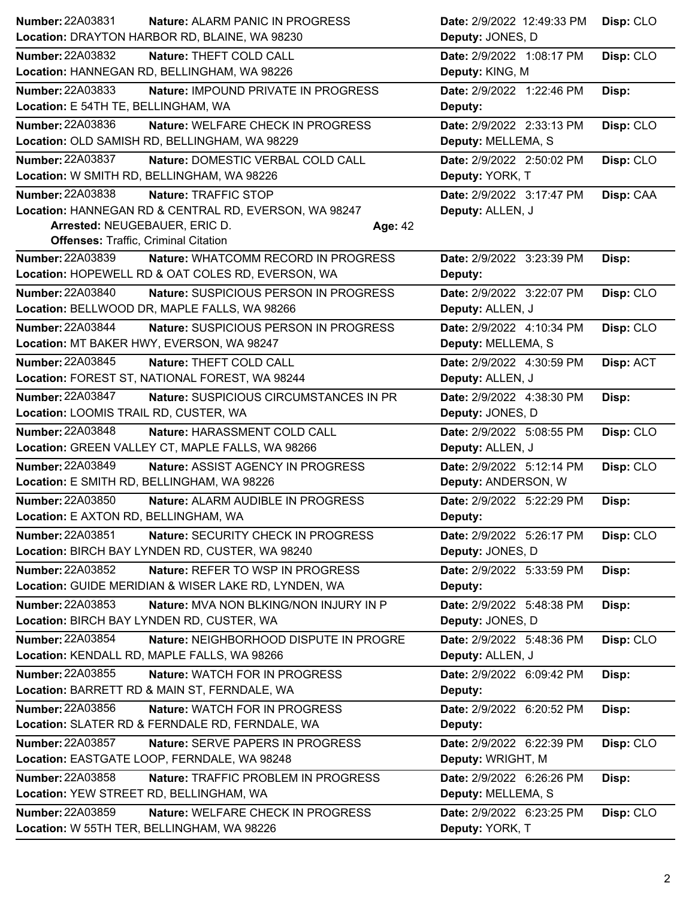**Number:** 22A03831 **Nature:** ALARM PANIC IN PROGRESS **Date:** 2/9/2022 12:49:33 PM **Disp:** CLO
**Location:** DRAYTON HARBOR RD, BLAINE, WA 98230 **Deputy:** JONES, D

---

**Number:** 22A03832 **Nature:** THEFT COLD CALL **Date:** 2/9/2022 1:08:17 PM **Disp:** CLO
**Location:** HANNEGAN RD, BELLINGHAM, WA 98226 **Deputy:** KING, M

---

**Number:** 22A03833 **Nature:** IMPOUND PRIVATE IN PROGRESS **Date:** 2/9/2022 1:22:46 PM **Disp:**
**Location:** E 54TH TE, BELLINGHAM, WA **Deputy:**

---

**Number:** 22A03836 **Nature:** WELFARE CHECK IN PROGRESS **Date:** 2/9/2022 2:33:13 PM **Disp:** CLO
**Location:** OLD SAMISH RD, BELLINGHAM, WA 98229 **Deputy:** MELLEMA, S

---

**Number:** 22A03837 **Nature:** DOMESTIC VERBAL COLD CALL **Date:** 2/9/2022 2:50:02 PM **Disp:** CLO
**Location:** W SMITH RD, BELLINGHAM, WA 98226 **Deputy:** YORK, T

---

**Number:** 22A03838 **Nature:** TRAFFIC STOP **Date:** 2/9/2022 3:17:47 PM **Disp:** CAA
**Location:** HANNEGAN RD & CENTRAL RD, EVERSON, WA 98247 **Deputy:** ALLEN, J
**Arrested:** NEUGEBAUER, ERIC D. **Age:** 42
**Offenses:** Traffic, Criminal Citation

---

**Number:** 22A03839 **Nature:** WHATCOMM RECORD IN PROGRESS **Date:** 2/9/2022 3:23:39 PM **Disp:**
**Location:** HOPEWELL RD & OAT COLES RD, EVERSON, WA **Deputy:**

---

**Number:** 22A03840 **Nature:** SUSPICIOUS PERSON IN PROGRESS **Date:** 2/9/2022 3:22:07 PM **Disp:** CLO
**Location:** BELLWOOD DR, MAPLE FALLS, WA 98266 **Deputy:** ALLEN, J

---

**Number:** 22A03844 **Nature:** SUSPICIOUS PERSON IN PROGRESS **Date:** 2/9/2022 4:10:34 PM **Disp:** CLO
**Location:** MT BAKER HWY, EVERSON, WA 98247 **Deputy:** MELLEMA, S

---

**Number:** 22A03845 **Nature:** THEFT COLD CALL **Date:** 2/9/2022 4:30:59 PM **Disp:** ACT
**Location:** FOREST ST, NATIONAL FOREST, WA 98244 **Deputy:** ALLEN, J

---

**Number:** 22A03847 **Nature:** SUSPICIOUS CIRCUMSTANCES IN PR **Date:** 2/9/2022 4:38:30 PM **Disp:**
**Location:** LOOMIS TRAIL RD, CUSTER, WA **Deputy:** JONES, D

---

**Number:** 22A03848 **Nature:** HARASSMENT COLD CALL **Date:** 2/9/2022 5:08:55 PM **Disp:** CLO
**Location:** GREEN VALLEY CT, MAPLE FALLS, WA 98266 **Deputy:** ALLEN, J

---

**Number:** 22A03849 **Nature:** ASSIST AGENCY IN PROGRESS **Date:** 2/9/2022 5:12:14 PM **Disp:** CLO
**Location:** E SMITH RD, BELLINGHAM, WA 98226 **Deputy:** ANDERSON, W

---

**Number:** 22A03850 **Nature:** ALARM AUDIBLE IN PROGRESS **Date:** 2/9/2022 5:22:29 PM **Disp:**
**Location:** E AXTON RD, BELLINGHAM, WA **Deputy:**

---

**Number:** 22A03851 **Nature:** SECURITY CHECK IN PROGRESS **Date:** 2/9/2022 5:26:17 PM **Disp:** CLO
**Location:** BIRCH BAY LYNDEN RD, CUSTER, WA 98240 **Deputy:** JONES, D

---

**Number:** 22A03852 **Nature:** REFER TO WSP IN PROGRESS **Date:** 2/9/2022 5:33:59 PM **Disp:**
**Location:** GUIDE MERIDIAN & WISER LAKE RD, LYNDEN, WA **Deputy:**

---

**Number:** 22A03853 **Nature:** MVA NON BLKING/NON INJURY IN P **Date:** 2/9/2022 5:48:38 PM **Disp:**
**Location:** BIRCH BAY LYNDEN RD, CUSTER, WA **Deputy:** JONES, D

---

**Number:** 22A03854 **Nature:** NEIGHBORHOOD DISPUTE IN PROGRE **Date:** 2/9/2022 5:48:36 PM **Disp:** CLO
**Location:** KENDALL RD, MAPLE FALLS, WA 98266 **Deputy:** ALLEN, J

---

**Number:** 22A03855 **Nature:** WATCH FOR IN PROGRESS **Date:** 2/9/2022 6:09:42 PM **Disp:**
**Location:** BARRETT RD & MAIN ST, FERNDALE, WA **Deputy:**

---

**Number:** 22A03856 **Nature:** WATCH FOR IN PROGRESS **Date:** 2/9/2022 6:20:52 PM **Disp:**
**Location:** SLATER RD & FERNDALE RD, FERNDALE, WA **Deputy:**

---

**Number:** 22A03857 **Nature:** SERVE PAPERS IN PROGRESS **Date:** 2/9/2022 6:22:39 PM **Disp:** CLO
**Location:** EASTGATE LOOP, FERNDALE, WA 98248 **Deputy:** WRIGHT, M

---

**Number:** 22A03858 **Nature:** TRAFFIC PROBLEM IN PROGRESS **Date:** 2/9/2022 6:26:26 PM **Disp:**
**Location:** YEW STREET RD, BELLINGHAM, WA **Deputy:** MELLEMA, S

---

**Number:** 22A03859 **Nature:** WELFARE CHECK IN PROGRESS **Date:** 2/9/2022 6:23:25 PM **Disp:** CLO
**Location:** W 55TH TER, BELLINGHAM, WA 98226 **Deputy:** YORK, T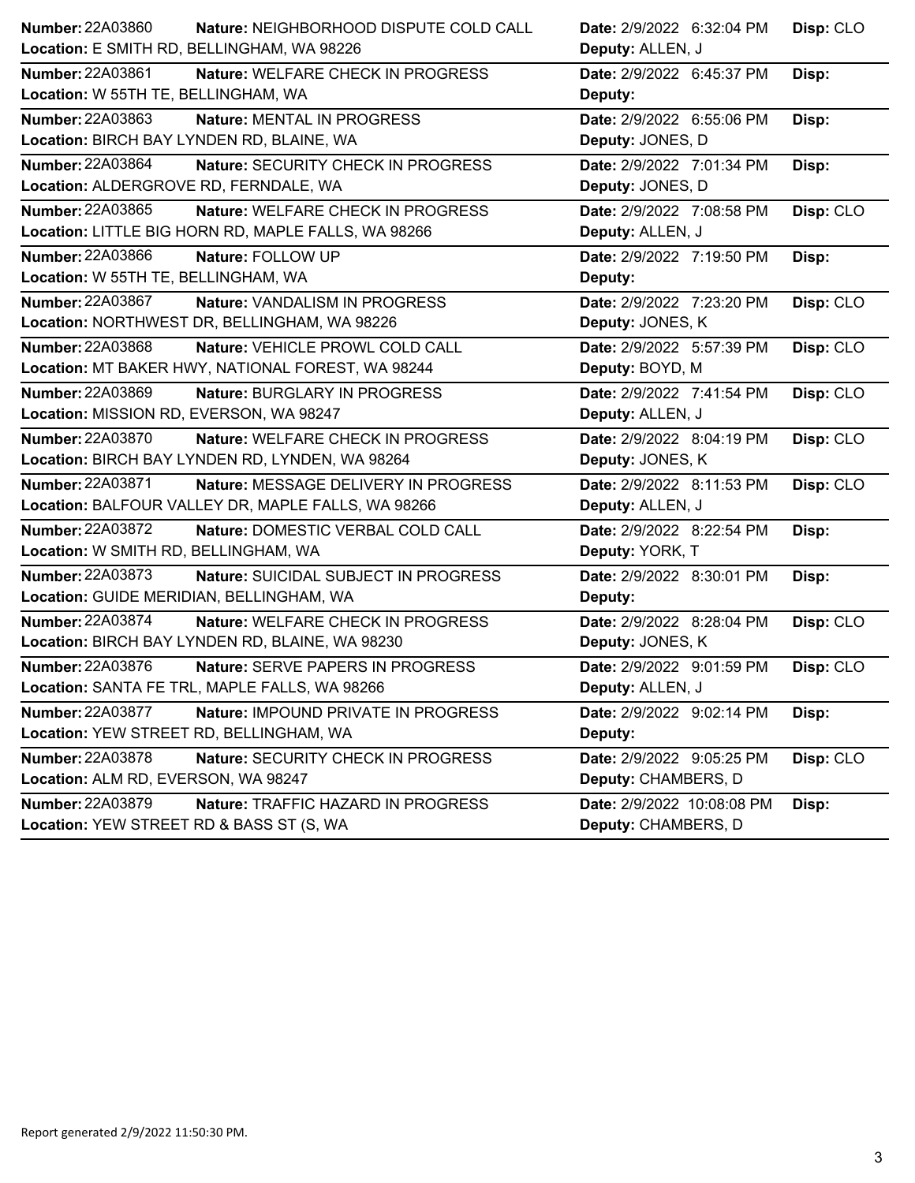**Number:** 22A03860 **Nature:** NEIGHBORHOOD DISPUTE COLD CALL **Date:** 2/9/2022 6:32:04 PM **Disp:** CLO
**Location:** E SMITH RD, BELLINGHAM, WA 98226 **Deputy:** ALLEN, J

**Number:** 22A03861 **Nature:** WELFARE CHECK IN PROGRESS **Date:** 2/9/2022 6:45:37 PM **Disp:**
**Location:** W 55TH TE, BELLINGHAM, WA **Deputy:**

**Number:** 22A03863 **Nature:** MENTAL IN PROGRESS **Date:** 2/9/2022 6:55:06 PM **Disp:**
**Location:** BIRCH BAY LYNDEN RD, BLAINE, WA **Deputy:** JONES, D

**Number:** 22A03864 **Nature:** SECURITY CHECK IN PROGRESS **Date:** 2/9/2022 7:01:34 PM **Disp:**
**Location:** ALDERGROVE RD, FERNDALE, WA **Deputy:** JONES, D

**Number:** 22A03865 **Nature:** WELFARE CHECK IN PROGRESS **Date:** 2/9/2022 7:08:58 PM **Disp:** CLO
**Location:** LITTLE BIG HORN RD, MAPLE FALLS, WA 98266 **Deputy:** ALLEN, J

**Number:** 22A03866 **Nature:** FOLLOW UP **Date:** 2/9/2022 7:19:50 PM **Disp:**
**Location:** W 55TH TE, BELLINGHAM, WA **Deputy:**

**Number:** 22A03867 **Nature:** VANDALISM IN PROGRESS **Date:** 2/9/2022 7:23:20 PM **Disp:** CLO
**Location:** NORTHWEST DR, BELLINGHAM, WA 98226 **Deputy:** JONES, K

**Number:** 22A03868 **Nature:** VEHICLE PROWL COLD CALL **Date:** 2/9/2022 5:57:39 PM **Disp:** CLO
**Location:** MT BAKER HWY, NATIONAL FOREST, WA 98244 **Deputy:** BOYD, M

**Number:** 22A03869 **Nature:** BURGLARY IN PROGRESS **Date:** 2/9/2022 7:41:54 PM **Disp:** CLO
**Location:** MISSION RD, EVERSON, WA 98247 **Deputy:** ALLEN, J

**Number:** 22A03870 **Nature:** WELFARE CHECK IN PROGRESS **Date:** 2/9/2022 8:04:19 PM **Disp:** CLO
**Location:** BIRCH BAY LYNDEN RD, LYNDEN, WA 98264 **Deputy:** JONES, K

**Number:** 22A03871 **Nature:** MESSAGE DELIVERY IN PROGRESS **Date:** 2/9/2022 8:11:53 PM **Disp:** CLO
**Location:** BALFOUR VALLEY DR, MAPLE FALLS, WA 98266 **Deputy:** ALLEN, J

**Number:** 22A03872 **Nature:** DOMESTIC VERBAL COLD CALL **Date:** 2/9/2022 8:22:54 PM **Disp:**
**Location:** W SMITH RD, BELLINGHAM, WA **Deputy:** YORK, T

**Number:** 22A03873 **Nature:** SUICIDAL SUBJECT IN PROGRESS **Date:** 2/9/2022 8:30:01 PM **Disp:**
**Location:** GUIDE MERIDIAN, BELLINGHAM, WA **Deputy:**

**Number:** 22A03874 **Nature:** WELFARE CHECK IN PROGRESS **Date:** 2/9/2022 8:28:04 PM **Disp:** CLO
**Location:** BIRCH BAY LYNDEN RD, BLAINE, WA 98230 **Deputy:** JONES, K

**Number:** 22A03876 **Nature:** SERVE PAPERS IN PROGRESS **Date:** 2/9/2022 9:01:59 PM **Disp:** CLO
**Location:** SANTA FE TRL, MAPLE FALLS, WA 98266 **Deputy:** ALLEN, J

**Number:** 22A03877 **Nature:** IMPOUND PRIVATE IN PROGRESS **Date:** 2/9/2022 9:02:14 PM **Disp:**
**Location:** YEW STREET RD, BELLINGHAM, WA **Deputy:**

**Number:** 22A03878 **Nature:** SECURITY CHECK IN PROGRESS **Date:** 2/9/2022 9:05:25 PM **Disp:** CLO
**Location:** ALM RD, EVERSON, WA 98247 **Deputy:** CHAMBERS, D

**Number:** 22A03879 **Nature:** TRAFFIC HAZARD IN PROGRESS **Date:** 2/9/2022 10:08:08 PM **Disp:**
**Location:** YEW STREET RD & BASS ST (S, WA **Deputy:** CHAMBERS, D

Report generated 2/9/2022 11:50:30 PM.